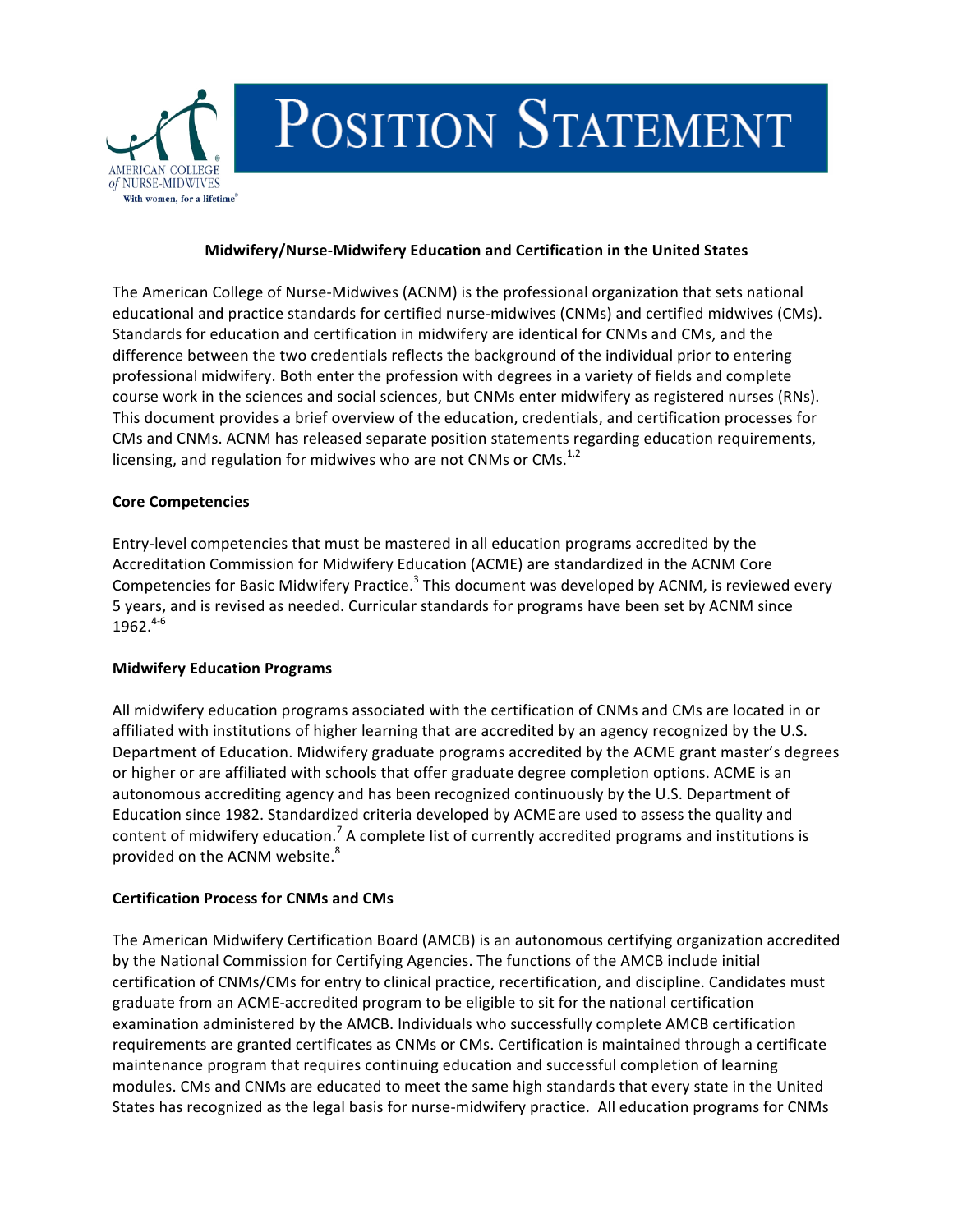# Position Statement

American College of Nurse-Midwives

With women, for a lifetime®

## Midwifery/Nurse-Midwifery Education and Certification in the United States

The American College of Nurse-Midwives (ACNM) is the professional organization that sets national educational and practice standards for certified nurse-midwives (CNMs) and certified midwives (CMs). Standards for education and certification in midwifery are identical for CNMs and CMs, and the difference between the two credentials reflects the background of the individual prior to entering professional midwifery. Both enter the profession with degrees in a variety of fields and complete course work in the sciences and social sciences, but CNMs enter midwifery as registered nurses (RNs). This document provides a brief overview of the education, credentials, and certification processes for CMs and CNMs. ACNM has released separate position statements regarding education requirements, licensing, and regulation for midwives who are not CNMs or CMs.[1,2]

### Core Competencies

Entry-level competencies that must be mastered in all education programs accredited by the Accreditation Commission for Midwifery Education (ACME) are standardized in the ACNM Core Competencies for Basic Midwifery Practice.[3] This document was developed by ACNM, is reviewed every 5 years, and is revised as needed. Curricular standards for programs have been set by ACNM since 1962.[4-6]

### Midwifery Education Programs

All midwifery education programs associated with the certification of CNMs and CMs are located in or affiliated with institutions of higher learning that are accredited by an agency recognized by the U.S. Department of Education. Midwifery graduate programs accredited by the ACME grant master's degrees or higher or are affiliated with schools that offer graduate degree completion options. ACME is an autonomous accrediting agency and has been recognized continuously by the U.S. Department of Education since 1982. Standardized criteria developed by ACME are used to assess the quality and content of midwifery education.[7] A complete list of currently accredited programs and institutions is provided on the ACNM website.[8]

### Certification Process for CNMs and CMs

The American Midwifery Certification Board (AMCB) is an autonomous certifying organization accredited by the National Commission for Certifying Agencies. The functions of the AMCB include initial certification of CNMs/CMs for entry to clinical practice, recertification, and discipline. Candidates must graduate from an ACME-accredited program to be eligible to sit for the national certification examination administered by the AMCB. Individuals who successfully complete AMCB certification requirements are granted certificates as CNMs or CMs. Certification is maintained through a certificate maintenance program that requires continuing education and successful completion of learning modules. CMs and CNMs are educated to meet the same high standards that every state in the United States has recognized as the legal basis for nurse-midwifery practice. All education programs for CNMs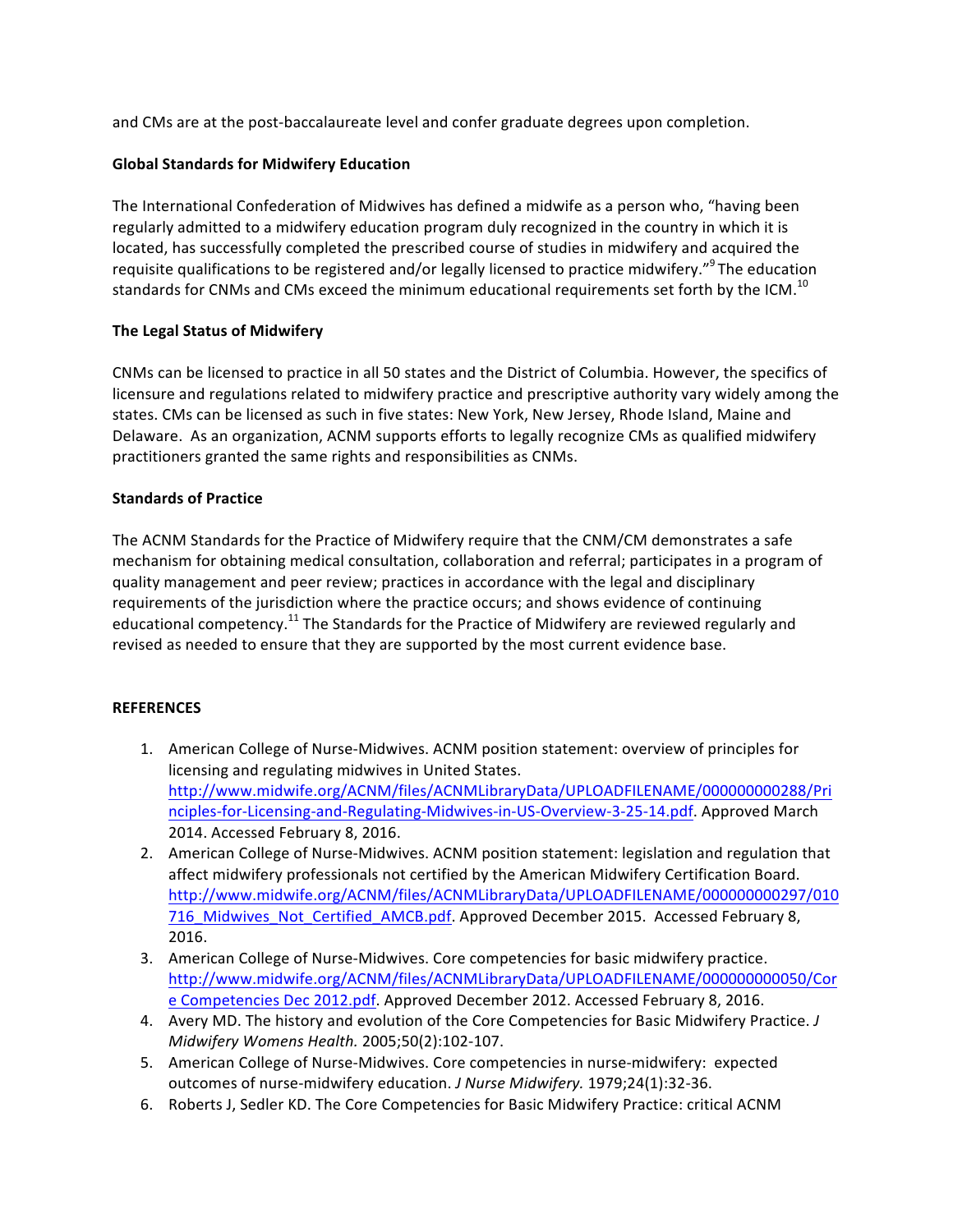and CMs are at the post-baccalaureate level and confer graduate degrees upon completion.

**Global Standards for Midwifery Education**

The International Confederation of Midwives has defined a midwife as a person who, "having been regularly admitted to a midwifery education program duly recognized in the country in which it is located, has successfully completed the prescribed course of studies in midwifery and acquired the requisite qualifications to be registered and/or legally licensed to practice midwifery."[9] The education standards for CNMs and CMs exceed the minimum educational requirements set forth by the ICM.[10]

**The Legal Status of Midwifery**

CNMs can be licensed to practice in all 50 states and the District of Columbia. However, the specifics of licensure and regulations related to midwifery practice and prescriptive authority vary widely among the states. CMs can be licensed as such in five states: New York, New Jersey, Rhode Island, Maine and Delaware. As an organization, ACNM supports efforts to legally recognize CMs as qualified midwifery practitioners granted the same rights and responsibilities as CNMs.

**Standards of Practice**

The ACNM Standards for the Practice of Midwifery require that the CNM/CM demonstrates a safe mechanism for obtaining medical consultation, collaboration and referral; participates in a program of quality management and peer review; practices in accordance with the legal and disciplinary requirements of the jurisdiction where the practice occurs; and shows evidence of continuing educational competency.[11] The Standards for the Practice of Midwifery are reviewed regularly and revised as needed to ensure that they are supported by the most current evidence base.

**REFERENCES**

1. American College of Nurse-Midwives. ACNM position statement: overview of principles for licensing and regulating midwives in United States. http://www.midwife.org/ACNM/files/ACNMLibraryData/UPLOADFILENAME/000000000288/Principles-for-Licensing-and-Regulating-Midwives-in-US-Overview-3-25-14.pdf. Approved March 2014. Accessed February 8, 2016.
2. American College of Nurse-Midwives. ACNM position statement: legislation and regulation that affect midwifery professionals not certified by the American Midwifery Certification Board. http://www.midwife.org/ACNM/files/ACNMLibraryData/UPLOADFILENAME/000000000297/010716_Midwives_Not_Certified_AMCB.pdf. Approved December 2015. Accessed February 8, 2016.
3. American College of Nurse-Midwives. Core competencies for basic midwifery practice. http://www.midwife.org/ACNM/files/ACNMLibraryData/UPLOADFILENAME/000000000050/Core Competencies Dec 2012.pdf. Approved December 2012. Accessed February 8, 2016.
4. Avery MD. The history and evolution of the Core Competencies for Basic Midwifery Practice. *J Midwifery Womens Health.* 2005;50(2):102-107.
5. American College of Nurse-Midwives. Core competencies in nurse-midwifery: expected outcomes of nurse-midwifery education. *J Nurse Midwifery.* 1979;24(1):32-36.
6. Roberts J, Sedler KD. The Core Competencies for Basic Midwifery Practice: critical ACNM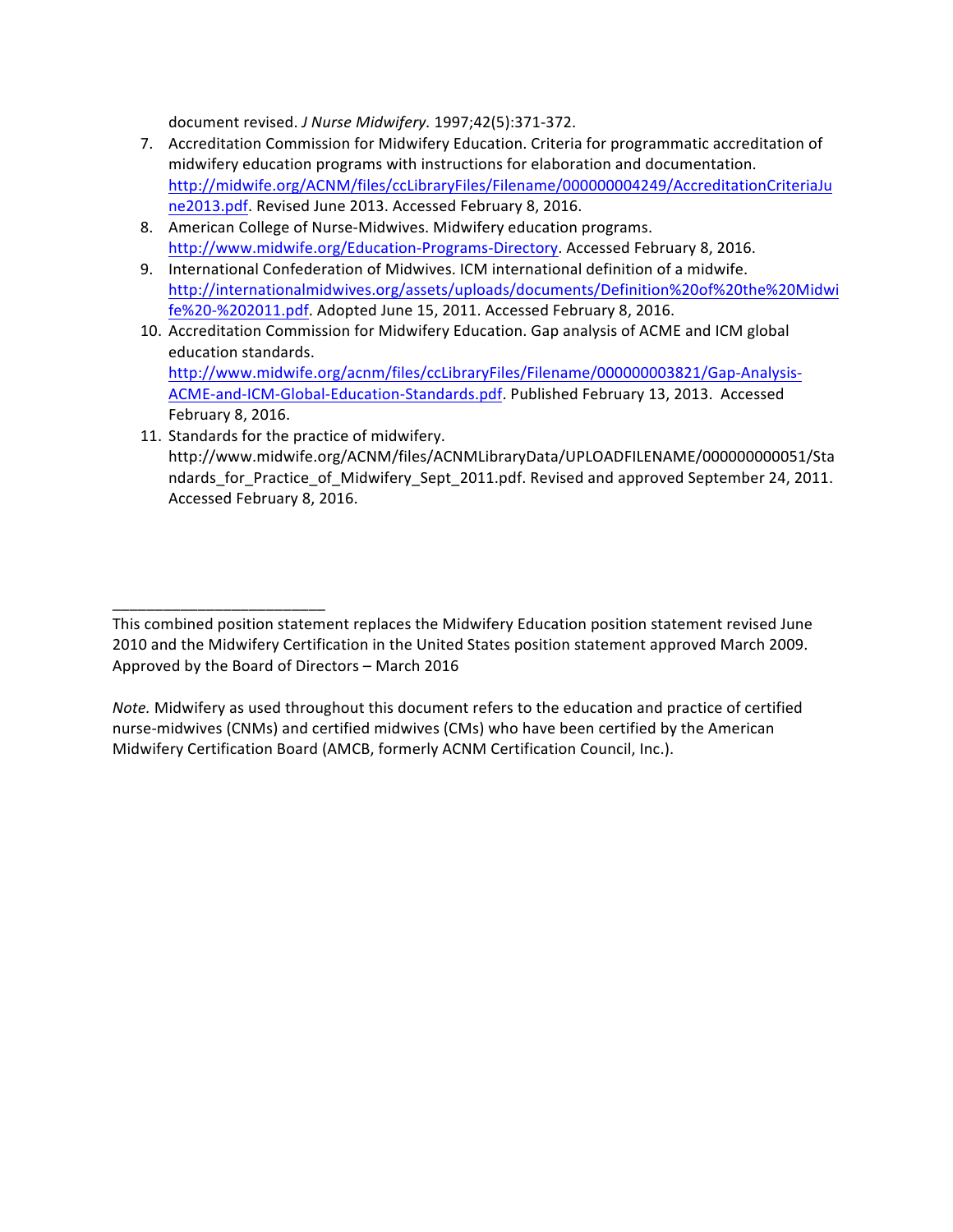document revised. *J Nurse Midwifery.* 1997;42(5):371-372.

7. Accreditation Commission for Midwifery Education. Criteria for programmatic accreditation of midwifery education programs with instructions for elaboration and documentation. http://midwife.org/ACNM/files/ccLibraryFiles/Filename/000000004249/AccreditationCriteriaJune2013.pdf. Revised June 2013. Accessed February 8, 2016.
8. American College of Nurse-Midwives. Midwifery education programs. http://www.midwife.org/Education-Programs-Directory. Accessed February 8, 2016.
9. International Confederation of Midwives. ICM international definition of a midwife. http://internationalmidwives.org/assets/uploads/documents/Definition%20of%20the%20Midwife%20-%202011.pdf. Adopted June 15, 2011. Accessed February 8, 2016.
10. Accreditation Commission for Midwifery Education. Gap analysis of ACME and ICM global education standards. http://www.midwife.org/acnm/files/ccLibraryFiles/Filename/000000003821/Gap-Analysis-ACME-and-ICM-Global-Education-Standards.pdf. Published February 13, 2013. Accessed February 8, 2016.
11. Standards for the practice of midwifery. http://www.midwife.org/ACNM/files/ACNMLibraryData/UPLOADFILENAME/000000000051/Standards_for_Practice_of_Midwifery_Sept_2011.pdf. Revised and approved September 24, 2011. Accessed February 8, 2016.

---

This combined position statement replaces the Midwifery Education position statement revised June 2010 and the Midwifery Certification in the United States position statement approved March 2009. Approved by the Board of Directors – March 2016

*Note.* Midwifery as used throughout this document refers to the education and practice of certified nurse-midwives (CNMs) and certified midwives (CMs) who have been certified by the American Midwifery Certification Board (AMCB, formerly ACNM Certification Council, Inc.).